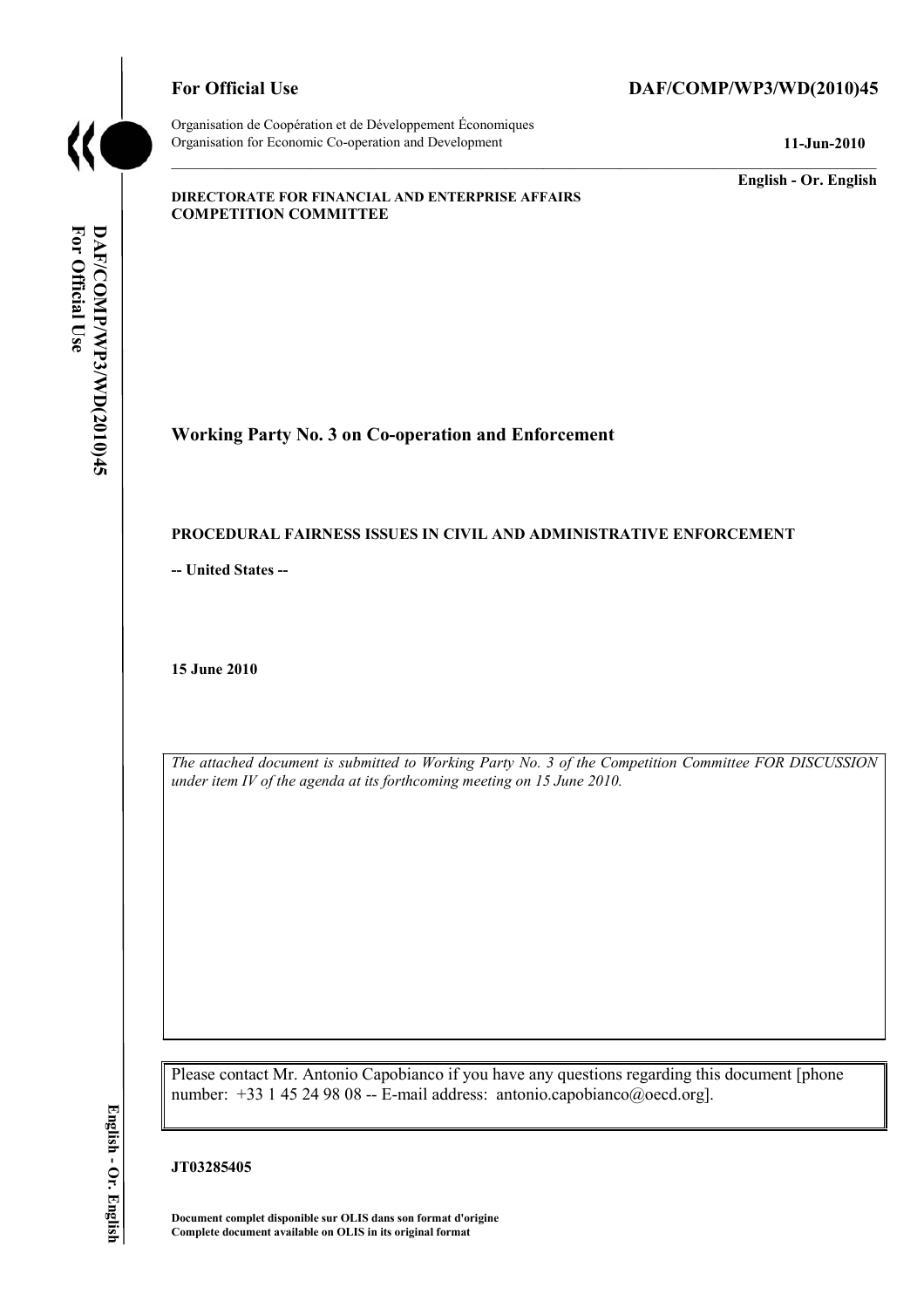**For Official Use** **DAF/COMP/WP3/WD(2010)45**

Organisation de Coopération et de Développement Économiques
Organisation for Economic Co-operation and Development **11-Jun-2010**

**English - Or. English**

**DIRECTORATE FOR FINANCIAL AND ENTERPRISE AFFAIRS**
**COMPETITION COMMITTEE**

# Working Party No. 3 on Co-operation and Enforcement

## PROCEDURAL FAIRNESS ISSUES IN CIVIL AND ADMINISTRATIVE ENFORCEMENT

**-- United States --**

**15 June 2010**

*The attached document is submitted to Working Party No. 3 of the Competition Committee FOR DISCUSSION under item IV of the agenda at its forthcoming meeting on 15 June 2010.*

Please contact Mr. Antonio Capobianco if you have any questions regarding this document [phone number: +33 1 45 24 98 08 -- E-mail address: antonio.capobianco@oecd.org].

**JT03285405**

**Document complet disponible sur OLIS dans son format d'origine**
**Complete document available on OLIS in its original format**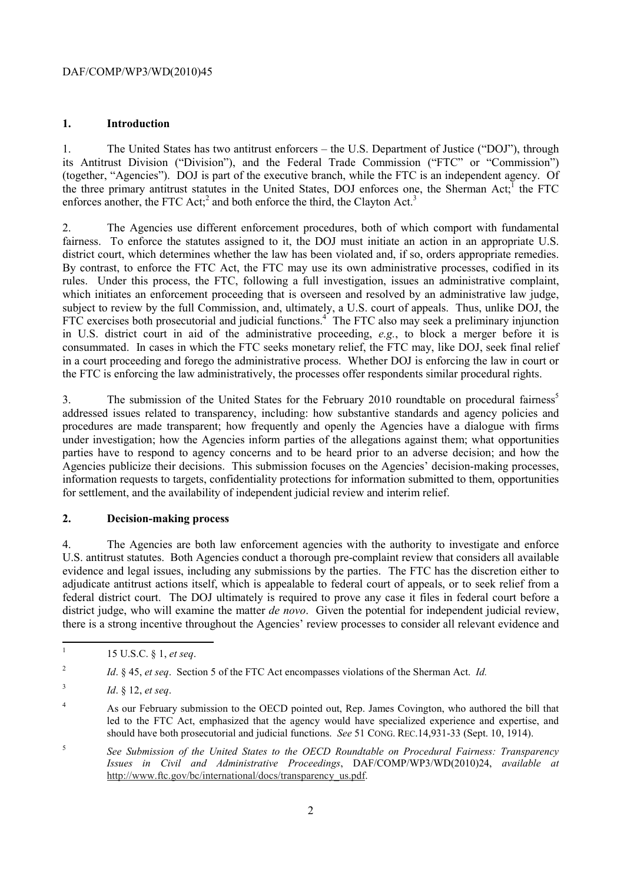## 1. Introduction

1. The United States has two antitrust enforcers – the U.S. Department of Justice ("DOJ"), through its Antitrust Division ("Division"), and the Federal Trade Commission ("FTC" or "Commission") (together, "Agencies"). DOJ is part of the executive branch, while the FTC is an independent agency. Of the three primary antitrust statutes in the United States, DOJ enforces one, the Sherman Act;[1] the FTC enforces another, the FTC Act;[2] and both enforce the third, the Clayton Act.[3]

2. The Agencies use different enforcement procedures, both of which comport with fundamental fairness. To enforce the statutes assigned to it, the DOJ must initiate an action in an appropriate U.S. district court, which determines whether the law has been violated and, if so, orders appropriate remedies. By contrast, to enforce the FTC Act, the FTC may use its own administrative processes, codified in its rules. Under this process, the FTC, following a full investigation, issues an administrative complaint, which initiates an enforcement proceeding that is overseen and resolved by an administrative law judge, subject to review by the full Commission, and, ultimately, a U.S. court of appeals. Thus, unlike DOJ, the FTC exercises both prosecutorial and judicial functions.[4] The FTC also may seek a preliminary injunction in U.S. district court in aid of the administrative proceeding, *e.g.*, to block a merger before it is consummated. In cases in which the FTC seeks monetary relief, the FTC may, like DOJ, seek final relief in a court proceeding and forego the administrative process. Whether DOJ is enforcing the law in court or the FTC is enforcing the law administratively, the processes offer respondents similar procedural rights.

3. The submission of the United States for the February 2010 roundtable on procedural fairness[5] addressed issues related to transparency, including: how substantive standards and agency policies and procedures are made transparent; how frequently and openly the Agencies have a dialogue with firms under investigation; how the Agencies inform parties of the allegations against them; what opportunities parties have to respond to agency concerns and to be heard prior to an adverse decision; and how the Agencies publicize their decisions. This submission focuses on the Agencies' decision-making processes, information requests to targets, confidentiality protections for information submitted to them, opportunities for settlement, and the availability of independent judicial review and interim relief.

## 2. Decision-making process

4. The Agencies are both law enforcement agencies with the authority to investigate and enforce U.S. antitrust statutes. Both Agencies conduct a thorough pre-complaint review that considers all available evidence and legal issues, including any submissions by the parties. The FTC has the discretion either to adjudicate antitrust actions itself, which is appealable to federal court of appeals, or to seek relief from a federal district court. The DOJ ultimately is required to prove any case it files in federal court before a district judge, who will examine the matter *de novo*. Given the potential for independent judicial review, there is a strong incentive throughout the Agencies' review processes to consider all relevant evidence and

---

[1] 15 U.S.C. § 1, *et seq*.

[2] *Id*. § 45, *et seq*. Section 5 of the FTC Act encompasses violations of the Sherman Act. *Id.*

[3] *Id*. § 12, *et seq*.

[4] As our February submission to the OECD pointed out, Rep. James Covington, who authored the bill that led to the FTC Act, emphasized that the agency would have specialized experience and expertise, and should have both prosecutorial and judicial functions. *See* 51 CONG. REC.14,931-33 (Sept. 10, 1914).

[5] *See Submission of the United States to the OECD Roundtable on Procedural Fairness: Transparency Issues in Civil and Administrative Proceedings*, DAF/COMP/WP3/WD(2010)24, *available at* http://www.ftc.gov/bc/international/docs/transparency_us.pdf.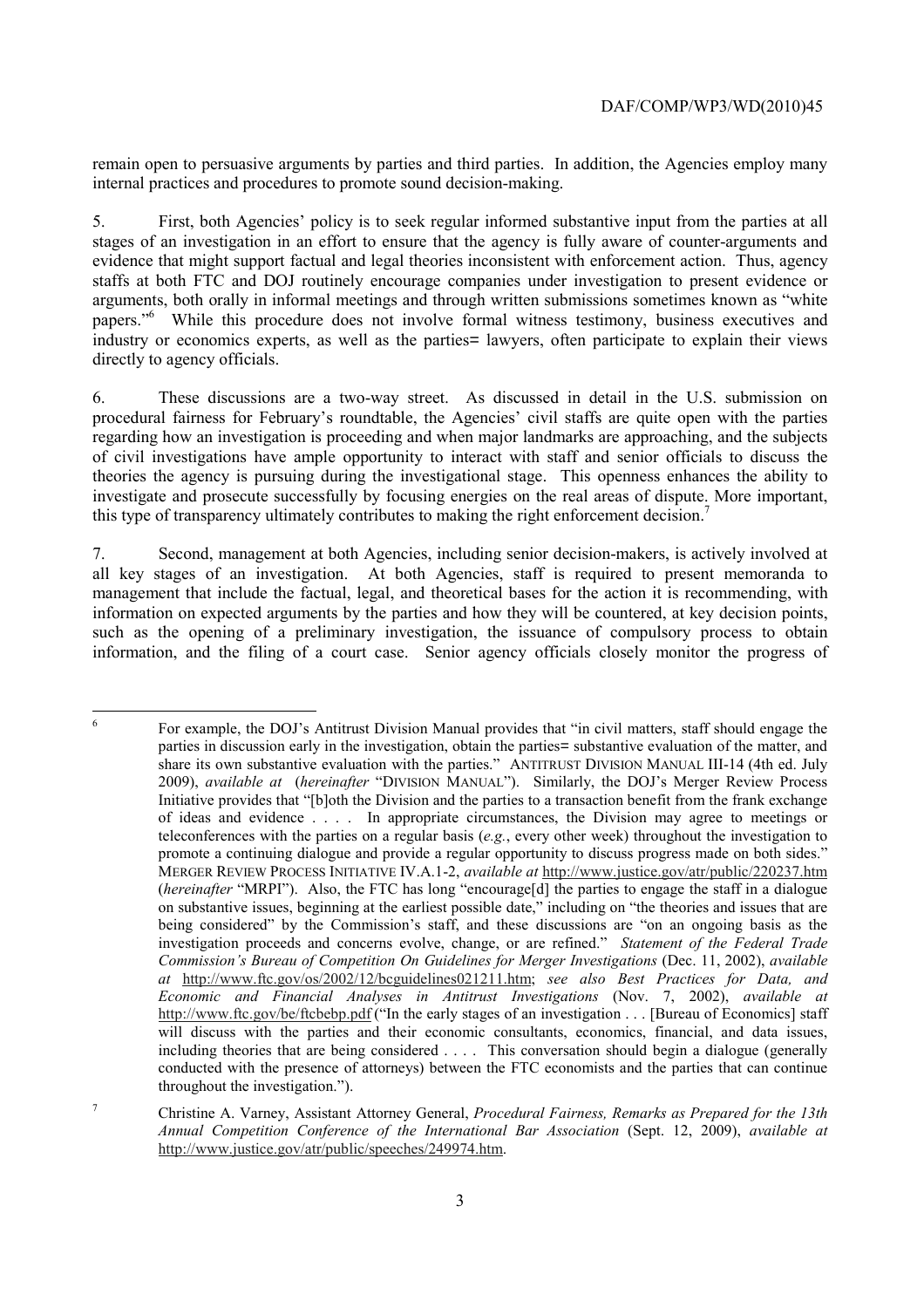remain open to persuasive arguments by parties and third parties. In addition, the Agencies employ many internal practices and procedures to promote sound decision-making.

5. First, both Agencies' policy is to seek regular informed substantive input from the parties at all stages of an investigation in an effort to ensure that the agency is fully aware of counter-arguments and evidence that might support factual and legal theories inconsistent with enforcement action. Thus, agency staffs at both FTC and DOJ routinely encourage companies under investigation to present evidence or arguments, both orally in informal meetings and through written submissions sometimes known as "white papers."[6] While this procedure does not involve formal witness testimony, business executives and industry or economics experts, as well as the parties= lawyers, often participate to explain their views directly to agency officials.

6. These discussions are a two-way street. As discussed in detail in the U.S. submission on procedural fairness for February's roundtable, the Agencies' civil staffs are quite open with the parties regarding how an investigation is proceeding and when major landmarks are approaching, and the subjects of civil investigations have ample opportunity to interact with staff and senior officials to discuss the theories the agency is pursuing during the investigational stage. This openness enhances the ability to investigate and prosecute successfully by focusing energies on the real areas of dispute. More important, this type of transparency ultimately contributes to making the right enforcement decision.[7]

7. Second, management at both Agencies, including senior decision-makers, is actively involved at all key stages of an investigation. At both Agencies, staff is required to present memoranda to management that include the factual, legal, and theoretical bases for the action it is recommending, with information on expected arguments by the parties and how they will be countered, at key decision points, such as the opening of a preliminary investigation, the issuance of compulsory process to obtain information, and the filing of a court case. Senior agency officials closely monitor the progress of

---

[6] For example, the DOJ's Antitrust Division Manual provides that "in civil matters, staff should engage the parties in discussion early in the investigation, obtain the parties= substantive evaluation of the matter, and share its own substantive evaluation with the parties." ANTITRUST DIVISION MANUAL III-14 (4th ed. July 2009), *available at* (*hereinafter* "DIVISION MANUAL"). Similarly, the DOJ's Merger Review Process Initiative provides that "[b]oth the Division and the parties to a transaction benefit from the frank exchange of ideas and evidence . . . . In appropriate circumstances, the Division may agree to meetings or teleconferences with the parties on a regular basis (*e.g.*, every other week) throughout the investigation to promote a continuing dialogue and provide a regular opportunity to discuss progress made on both sides." MERGER REVIEW PROCESS INITIATIVE IV.A.1-2, *available at* http://www.justice.gov/atr/public/220237.htm (*hereinafter* "MRPI"). Also, the FTC has long "encourage[d] the parties to engage the staff in a dialogue on substantive issues, beginning at the earliest possible date," including on "the theories and issues that are being considered" by the Commission's staff, and these discussions are "on an ongoing basis as the investigation proceeds and concerns evolve, change, or are refined." *Statement of the Federal Trade Commission's Bureau of Competition On Guidelines for Merger Investigations* (Dec. 11, 2002), *available at* http://www.ftc.gov/os/2002/12/bcguidelines021211.htm; *see also Best Practices for Data, and Economic and Financial Analyses in Antitrust Investigations* (Nov. 7, 2002), *available at* http://www.ftc.gov/be/ftcbebp.pdf ("In the early stages of an investigation . . . [Bureau of Economics] staff will discuss with the parties and their economic consultants, economics, financial, and data issues, including theories that are being considered . . . . This conversation should begin a dialogue (generally conducted with the presence of attorneys) between the FTC economists and the parties that can continue throughout the investigation.").

[7] Christine A. Varney, Assistant Attorney General, *Procedural Fairness, Remarks as Prepared for the 13th Annual Competition Conference of the International Bar Association* (Sept. 12, 2009), *available at* http://www.justice.gov/atr/public/speeches/249974.htm.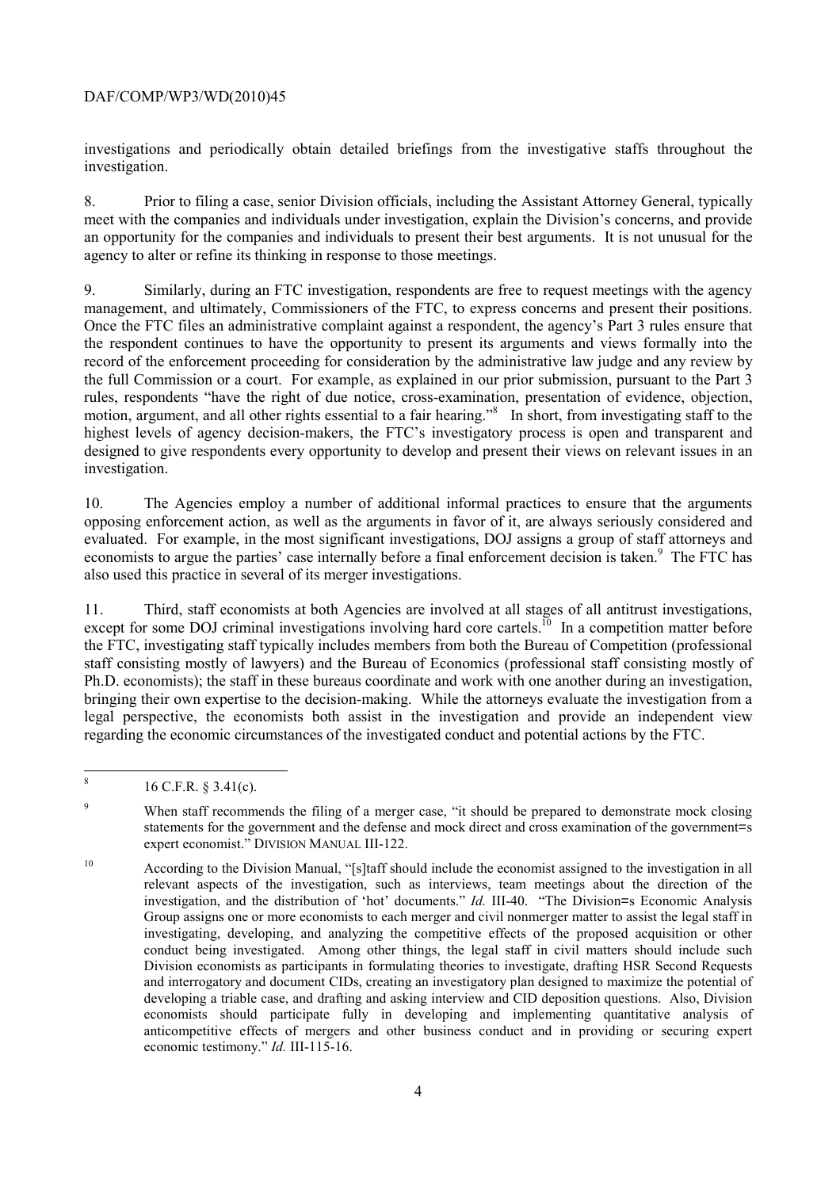investigations and periodically obtain detailed briefings from the investigative staffs throughout the investigation.

8. Prior to filing a case, senior Division officials, including the Assistant Attorney General, typically meet with the companies and individuals under investigation, explain the Division's concerns, and provide an opportunity for the companies and individuals to present their best arguments. It is not unusual for the agency to alter or refine its thinking in response to those meetings.

9. Similarly, during an FTC investigation, respondents are free to request meetings with the agency management, and ultimately, Commissioners of the FTC, to express concerns and present their positions. Once the FTC files an administrative complaint against a respondent, the agency's Part 3 rules ensure that the respondent continues to have the opportunity to present its arguments and views formally into the record of the enforcement proceeding for consideration by the administrative law judge and any review by the full Commission or a court. For example, as explained in our prior submission, pursuant to the Part 3 rules, respondents "have the right of due notice, cross-examination, presentation of evidence, objection, motion, argument, and all other rights essential to a fair hearing."[8] In short, from investigating staff to the highest levels of agency decision-makers, the FTC's investigatory process is open and transparent and designed to give respondents every opportunity to develop and present their views on relevant issues in an investigation.

10. The Agencies employ a number of additional informal practices to ensure that the arguments opposing enforcement action, as well as the arguments in favor of it, are always seriously considered and evaluated. For example, in the most significant investigations, DOJ assigns a group of staff attorneys and economists to argue the parties' case internally before a final enforcement decision is taken.[9] The FTC has also used this practice in several of its merger investigations.

11. Third, staff economists at both Agencies are involved at all stages of all antitrust investigations, except for some DOJ criminal investigations involving hard core cartels.[10] In a competition matter before the FTC, investigating staff typically includes members from both the Bureau of Competition (professional staff consisting mostly of lawyers) and the Bureau of Economics (professional staff consisting mostly of Ph.D. economists); the staff in these bureaus coordinate and work with one another during an investigation, bringing their own expertise to the decision-making. While the attorneys evaluate the investigation from a legal perspective, the economists both assist in the investigation and provide an independent view regarding the economic circumstances of the investigated conduct and potential actions by the FTC.

---

[8] 16 C.F.R. § 3.41(c).

[9] When staff recommends the filing of a merger case, "it should be prepared to demonstrate mock closing statements for the government and the defense and mock direct and cross examination of the government=s expert economist." DIVISION MANUAL III-122.

[10] According to the Division Manual, "[s]taff should include the economist assigned to the investigation in all relevant aspects of the investigation, such as interviews, team meetings about the direction of the investigation, and the distribution of 'hot' documents." *Id.* III-40. "The Division=s Economic Analysis Group assigns one or more economists to each merger and civil nonmerger matter to assist the legal staff in investigating, developing, and analyzing the competitive effects of the proposed acquisition or other conduct being investigated. Among other things, the legal staff in civil matters should include such Division economists as participants in formulating theories to investigate, drafting HSR Second Requests and interrogatory and document CIDs, creating an investigatory plan designed to maximize the potential of developing a triable case, and drafting and asking interview and CID deposition questions. Also, Division economists should participate fully in developing and implementing quantitative analysis of anticompetitive effects of mergers and other business conduct and in providing or securing expert economic testimony." *Id.* III-115-16.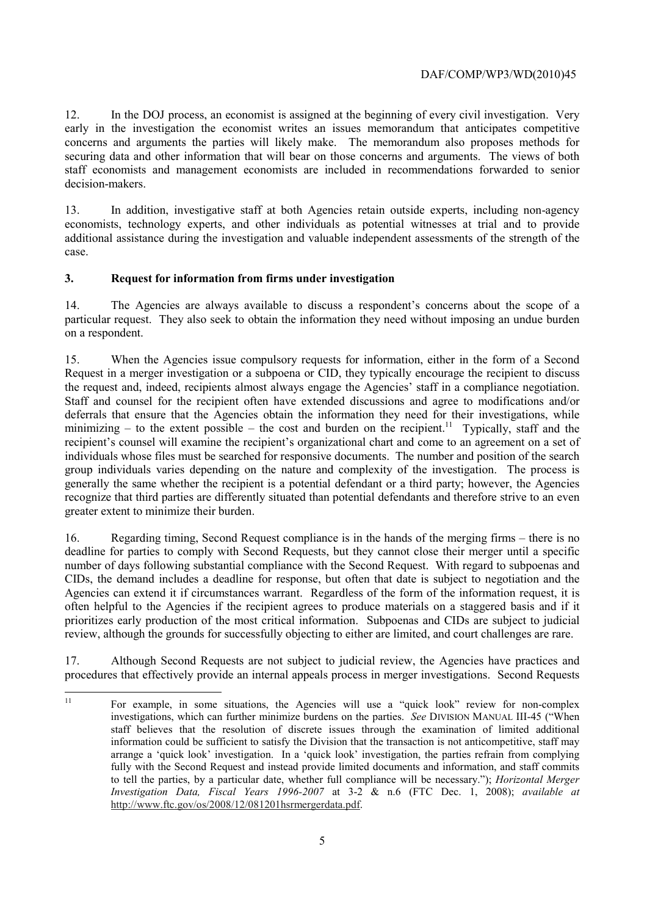12. In the DOJ process, an economist is assigned at the beginning of every civil investigation. Very early in the investigation the economist writes an issues memorandum that anticipates competitive concerns and arguments the parties will likely make. The memorandum also proposes methods for securing data and other information that will bear on those concerns and arguments. The views of both staff economists and management economists are included in recommendations forwarded to senior decision-makers.

13. In addition, investigative staff at both Agencies retain outside experts, including non-agency economists, technology experts, and other individuals as potential witnesses at trial and to provide additional assistance during the investigation and valuable independent assessments of the strength of the case.

### 3. Request for information from firms under investigation

14. The Agencies are always available to discuss a respondent's concerns about the scope of a particular request. They also seek to obtain the information they need without imposing an undue burden on a respondent.

15. When the Agencies issue compulsory requests for information, either in the form of a Second Request in a merger investigation or a subpoena or CID, they typically encourage the recipient to discuss the request and, indeed, recipients almost always engage the Agencies' staff in a compliance negotiation. Staff and counsel for the recipient often have extended discussions and agree to modifications and/or deferrals that ensure that the Agencies obtain the information they need for their investigations, while minimizing – to the extent possible – the cost and burden on the recipient.[11] Typically, staff and the recipient's counsel will examine the recipient's organizational chart and come to an agreement on a set of individuals whose files must be searched for responsive documents. The number and position of the search group individuals varies depending on the nature and complexity of the investigation. The process is generally the same whether the recipient is a potential defendant or a third party; however, the Agencies recognize that third parties are differently situated than potential defendants and therefore strive to an even greater extent to minimize their burden.

16. Regarding timing, Second Request compliance is in the hands of the merging firms – there is no deadline for parties to comply with Second Requests, but they cannot close their merger until a specific number of days following substantial compliance with the Second Request. With regard to subpoenas and CIDs, the demand includes a deadline for response, but often that date is subject to negotiation and the Agencies can extend it if circumstances warrant. Regardless of the form of the information request, it is often helpful to the Agencies if the recipient agrees to produce materials on a staggered basis and if it prioritizes early production of the most critical information. Subpoenas and CIDs are subject to judicial review, although the grounds for successfully objecting to either are limited, and court challenges are rare.

17. Although Second Requests are not subject to judicial review, the Agencies have practices and procedures that effectively provide an internal appeals process in merger investigations. Second Requests

---

[11] For example, in some situations, the Agencies will use a "quick look" review for non-complex investigations, which can further minimize burdens on the parties. *See* DIVISION MANUAL III-45 ("When staff believes that the resolution of discrete issues through the examination of limited additional information could be sufficient to satisfy the Division that the transaction is not anticompetitive, staff may arrange a 'quick look' investigation. In a 'quick look' investigation, the parties refrain from complying fully with the Second Request and instead provide limited documents and information, and staff commits to tell the parties, by a particular date, whether full compliance will be necessary."); *Horizontal Merger Investigation Data, Fiscal Years 1996-2007* at 3-2 & n.6 (FTC Dec. 1, 2008); *available at* http://www.ftc.gov/os/2008/12/081201hsrmergerdata.pdf.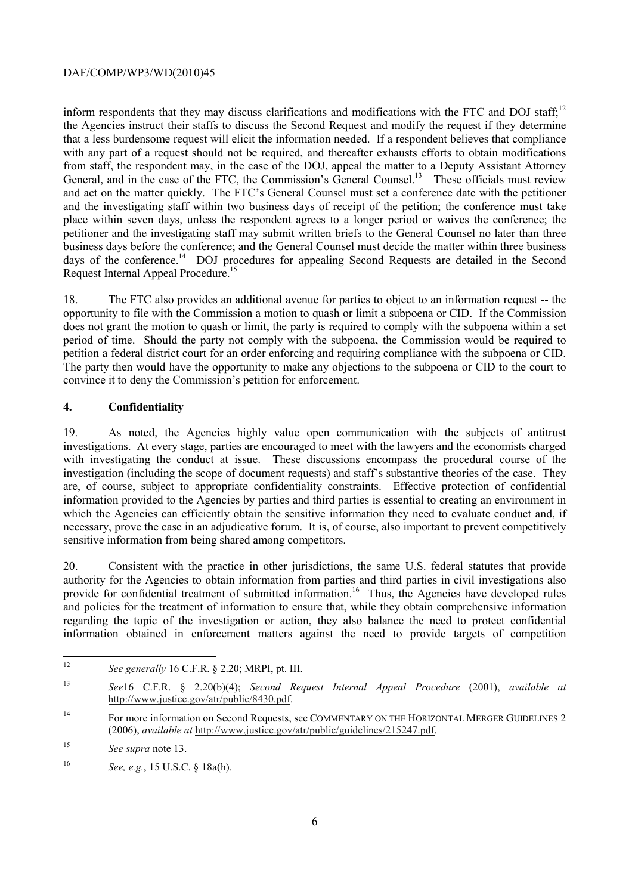inform respondents that they may discuss clarifications and modifications with the FTC and DOJ staff;[12] the Agencies instruct their staffs to discuss the Second Request and modify the request if they determine that a less burdensome request will elicit the information needed. If a respondent believes that compliance with any part of a request should not be required, and thereafter exhausts efforts to obtain modifications from staff, the respondent may, in the case of the DOJ, appeal the matter to a Deputy Assistant Attorney General, and in the case of the FTC, the Commission's General Counsel.[13] These officials must review and act on the matter quickly. The FTC's General Counsel must set a conference date with the petitioner and the investigating staff within two business days of receipt of the petition; the conference must take place within seven days, unless the respondent agrees to a longer period or waives the conference; the petitioner and the investigating staff may submit written briefs to the General Counsel no later than three business days before the conference; and the General Counsel must decide the matter within three business days of the conference.[14] DOJ procedures for appealing Second Requests are detailed in the Second Request Internal Appeal Procedure.[15]

18. The FTC also provides an additional avenue for parties to object to an information request -- the opportunity to file with the Commission a motion to quash or limit a subpoena or CID. If the Commission does not grant the motion to quash or limit, the party is required to comply with the subpoena within a set period of time. Should the party not comply with the subpoena, the Commission would be required to petition a federal district court for an order enforcing and requiring compliance with the subpoena or CID. The party then would have the opportunity to make any objections to the subpoena or CID to the court to convince it to deny the Commission's petition for enforcement.

## 4. Confidentiality

19. As noted, the Agencies highly value open communication with the subjects of antitrust investigations. At every stage, parties are encouraged to meet with the lawyers and the economists charged with investigating the conduct at issue. These discussions encompass the procedural course of the investigation (including the scope of document requests) and staff's substantive theories of the case. They are, of course, subject to appropriate confidentiality constraints. Effective protection of confidential information provided to the Agencies by parties and third parties is essential to creating an environment in which the Agencies can efficiently obtain the sensitive information they need to evaluate conduct and, if necessary, prove the case in an adjudicative forum. It is, of course, also important to prevent competitively sensitive information from being shared among competitors.

20. Consistent with the practice in other jurisdictions, the same U.S. federal statutes that provide authority for the Agencies to obtain information from parties and third parties in civil investigations also provide for confidential treatment of submitted information.[16] Thus, the Agencies have developed rules and policies for the treatment of information to ensure that, while they obtain comprehensive information regarding the topic of the investigation or action, they also balance the need to protect confidential information obtained in enforcement matters against the need to provide targets of competition

---

[12] *See generally* 16 C.F.R. § 2.20; MRPI, pt. III.

[13] *See* 16 C.F.R. § 2.20(b)(4); *Second Request Internal Appeal Procedure* (2001), *available at* http://www.justice.gov/atr/public/8430.pdf.

[14] For more information on Second Requests, see COMMENTARY ON THE HORIZONTAL MERGER GUIDELINES 2 (2006), *available at* http://www.justice.gov/atr/public/guidelines/215247.pdf.

[15] *See supra* note 13.

[16] *See, e.g.*, 15 U.S.C. § 18a(h).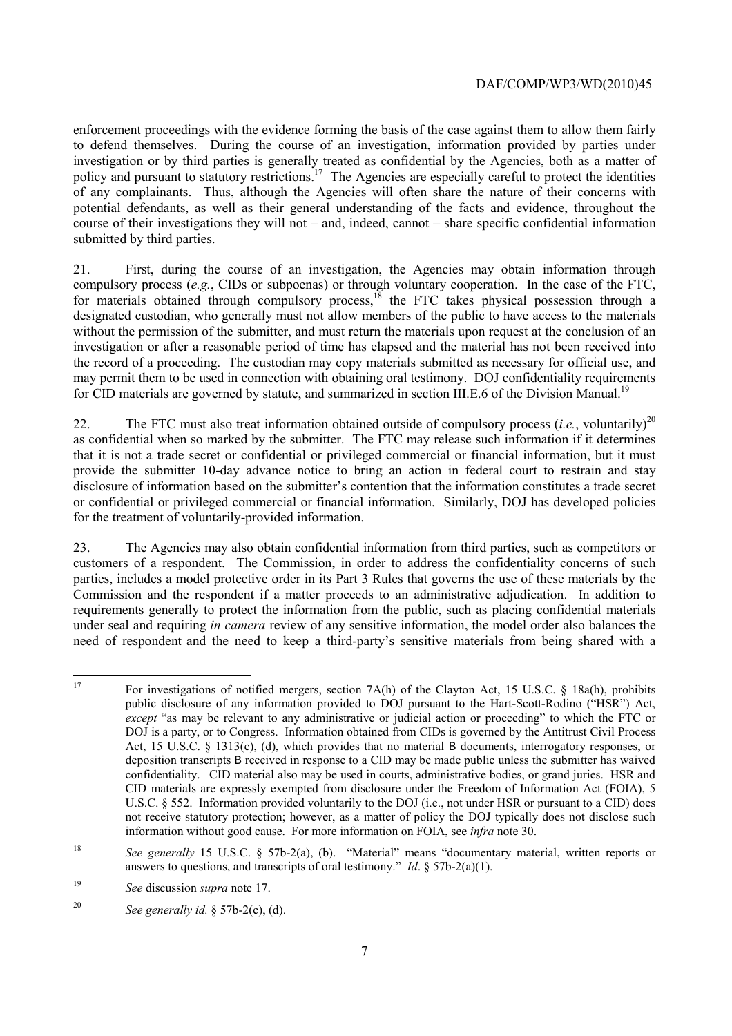enforcement proceedings with the evidence forming the basis of the case against them to allow them fairly to defend themselves. During the course of an investigation, information provided by parties under investigation or by third parties is generally treated as confidential by the Agencies, both as a matter of policy and pursuant to statutory restrictions.[17] The Agencies are especially careful to protect the identities of any complainants. Thus, although the Agencies will often share the nature of their concerns with potential defendants, as well as their general understanding of the facts and evidence, throughout the course of their investigations they will not – and, indeed, cannot – share specific confidential information submitted by third parties.

21. First, during the course of an investigation, the Agencies may obtain information through compulsory process (*e.g.*, CIDs or subpoenas) or through voluntary cooperation. In the case of the FTC, for materials obtained through compulsory process,[18] the FTC takes physical possession through a designated custodian, who generally must not allow members of the public to have access to the materials without the permission of the submitter, and must return the materials upon request at the conclusion of an investigation or after a reasonable period of time has elapsed and the material has not been received into the record of a proceeding. The custodian may copy materials submitted as necessary for official use, and may permit them to be used in connection with obtaining oral testimony. DOJ confidentiality requirements for CID materials are governed by statute, and summarized in section III.E.6 of the Division Manual.[19]

22. The FTC must also treat information obtained outside of compulsory process (*i.e.*, voluntarily)[20] as confidential when so marked by the submitter. The FTC may release such information if it determines that it is not a trade secret or confidential or privileged commercial or financial information, but it must provide the submitter 10-day advance notice to bring an action in federal court to restrain and stay disclosure of information based on the submitter's contention that the information constitutes a trade secret or confidential or privileged commercial or financial information. Similarly, DOJ has developed policies for the treatment of voluntarily-provided information.

23. The Agencies may also obtain confidential information from third parties, such as competitors or customers of a respondent. The Commission, in order to address the confidentiality concerns of such parties, includes a model protective order in its Part 3 Rules that governs the use of these materials by the Commission and the respondent if a matter proceeds to an administrative adjudication. In addition to requirements generally to protect the information from the public, such as placing confidential materials under seal and requiring *in camera* review of any sensitive information, the model order also balances the need of respondent and the need to keep a third-party's sensitive materials from being shared with a

---

[17] For investigations of notified mergers, section 7A(h) of the Clayton Act, 15 U.S.C. § 18a(h), prohibits public disclosure of any information provided to DOJ pursuant to the Hart-Scott-Rodino ("HSR") Act, *except* "as may be relevant to any administrative or judicial action or proceeding" to which the FTC or DOJ is a party, or to Congress. Information obtained from CIDs is governed by the Antitrust Civil Process Act, 15 U.S.C. § 1313(c), (d), which provides that no material B documents, interrogatory responses, or deposition transcripts B received in response to a CID may be made public unless the submitter has waived confidentiality. CID material also may be used in courts, administrative bodies, or grand juries. HSR and CID materials are expressly exempted from disclosure under the Freedom of Information Act (FOIA), 5 U.S.C. § 552. Information provided voluntarily to the DOJ (i.e., not under HSR or pursuant to a CID) does not receive statutory protection; however, as a matter of policy the DOJ typically does not disclose such information without good cause. For more information on FOIA, see *infra* note 30.

[18] *See generally* 15 U.S.C. § 57b-2(a), (b). "Material" means "documentary material, written reports or answers to questions, and transcripts of oral testimony." *Id*. § 57b-2(a)(1).

[19] *See* discussion *supra* note 17.

[20] *See generally id.* § 57b-2(c), (d).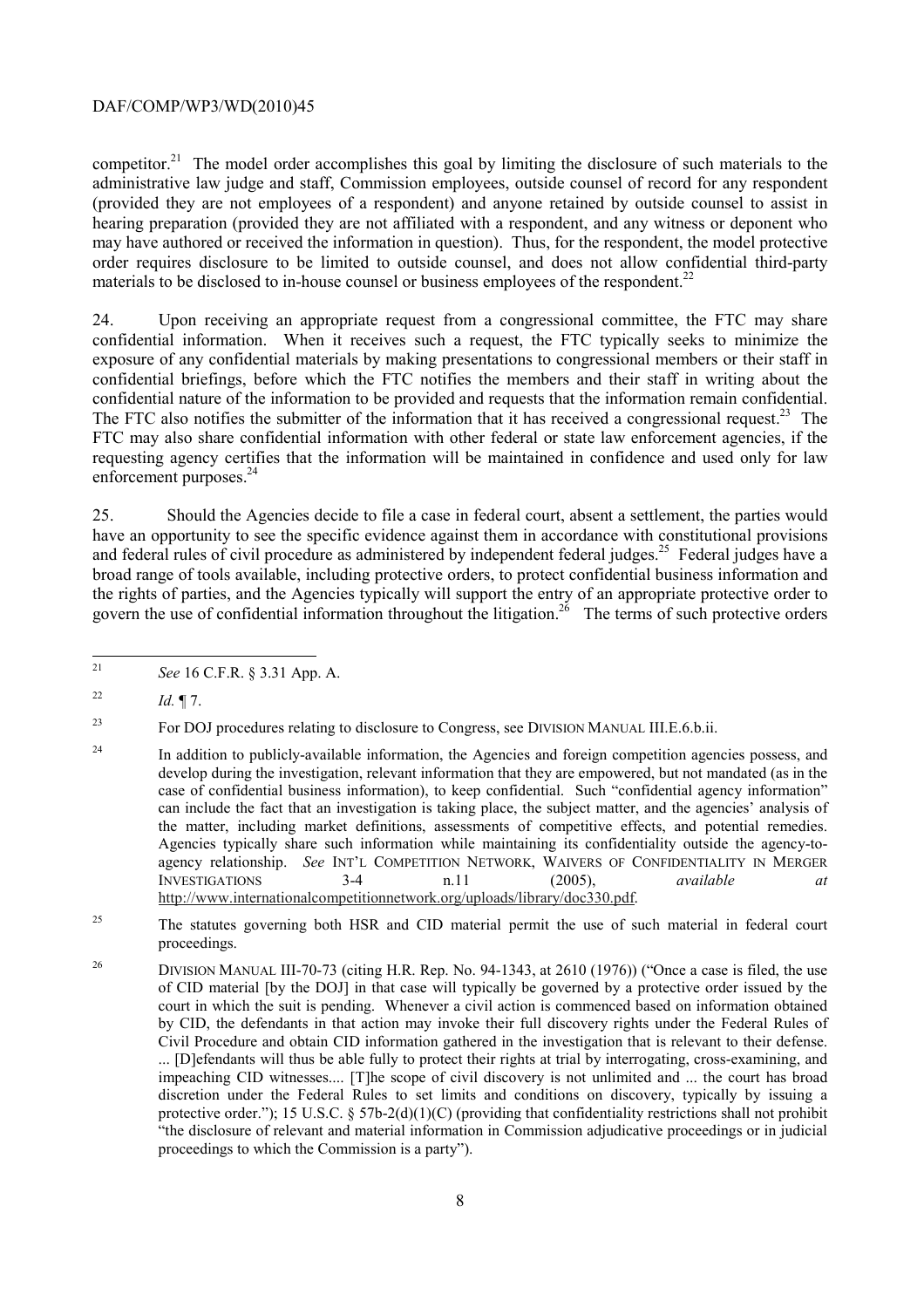competitor.[21] The model order accomplishes this goal by limiting the disclosure of such materials to the administrative law judge and staff, Commission employees, outside counsel of record for any respondent (provided they are not employees of a respondent) and anyone retained by outside counsel to assist in hearing preparation (provided they are not affiliated with a respondent, and any witness or deponent who may have authored or received the information in question). Thus, for the respondent, the model protective order requires disclosure to be limited to outside counsel, and does not allow confidential third-party materials to be disclosed to in-house counsel or business employees of the respondent.[22]

24. Upon receiving an appropriate request from a congressional committee, the FTC may share confidential information. When it receives such a request, the FTC typically seeks to minimize the exposure of any confidential materials by making presentations to congressional members or their staff in confidential briefings, before which the FTC notifies the members and their staff in writing about the confidential nature of the information to be provided and requests that the information remain confidential. The FTC also notifies the submitter of the information that it has received a congressional request.[23] The FTC may also share confidential information with other federal or state law enforcement agencies, if the requesting agency certifies that the information will be maintained in confidence and used only for law enforcement purposes.[24]

25. Should the Agencies decide to file a case in federal court, absent a settlement, the parties would have an opportunity to see the specific evidence against them in accordance with constitutional provisions and federal rules of civil procedure as administered by independent federal judges.[25] Federal judges have a broad range of tools available, including protective orders, to protect confidential business information and the rights of parties, and the Agencies typically will support the entry of an appropriate protective order to govern the use of confidential information throughout the litigation.[26] The terms of such protective orders

---

[21] *See* 16 C.F.R. § 3.31 App. A.

[22] *Id.* ¶ 7.

[23] For DOJ procedures relating to disclosure to Congress, see DIVISION MANUAL III.E.6.b.ii.

[24] In addition to publicly-available information, the Agencies and foreign competition agencies possess, and develop during the investigation, relevant information that they are empowered, but not mandated (as in the case of confidential business information), to keep confidential. Such "confidential agency information" can include the fact that an investigation is taking place, the subject matter, and the agencies' analysis of the matter, including market definitions, assessments of competitive effects, and potential remedies. Agencies typically share such information while maintaining its confidentiality outside the agency-to-agency relationship. *See* INT'L COMPETITION NETWORK, WAIVERS OF CONFIDENTIALITY IN MERGER INVESTIGATIONS 3-4 n.11 (2005), *available at* http://www.internationalcompetitionnetwork.org/uploads/library/doc330.pdf.

[25] The statutes governing both HSR and CID material permit the use of such material in federal court proceedings.

[26] DIVISION MANUAL III-70-73 (citing H.R. Rep. No. 94-1343, at 2610 (1976)) ("Once a case is filed, the use of CID material [by the DOJ] in that case will typically be governed by a protective order issued by the court in which the suit is pending. Whenever a civil action is commenced based on information obtained by CID, the defendants in that action may invoke their full discovery rights under the Federal Rules of Civil Procedure and obtain CID information gathered in the investigation that is relevant to their defense. ... [D]efendants will thus be able fully to protect their rights at trial by interrogating, cross-examining, and impeaching CID witnesses.... [T]he scope of civil discovery is not unlimited and ... the court has broad discretion under the Federal Rules to set limits and conditions on discovery, typically by issuing a protective order."); 15 U.S.C. § 57b-2(d)(1)(C) (providing that confidentiality restrictions shall not prohibit "the disclosure of relevant and material information in Commission adjudicative proceedings or in judicial proceedings to which the Commission is a party").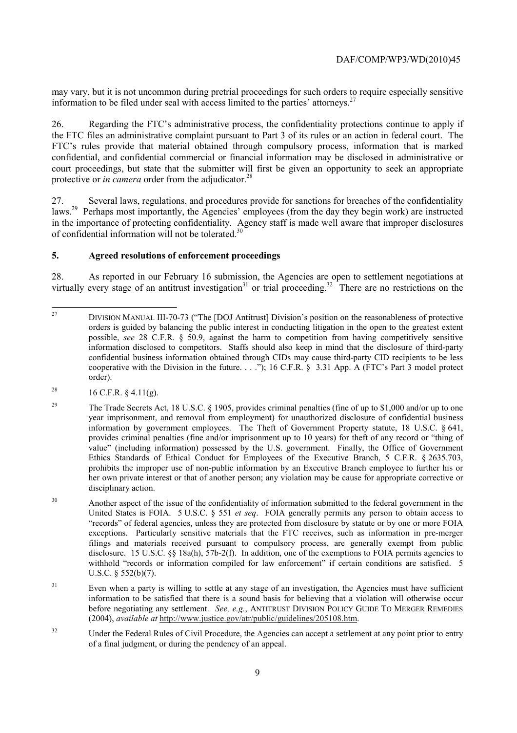may vary, but it is not uncommon during pretrial proceedings for such orders to require especially sensitive information to be filed under seal with access limited to the parties' attorneys.[27]

26. Regarding the FTC's administrative process, the confidentiality protections continue to apply if the FTC files an administrative complaint pursuant to Part 3 of its rules or an action in federal court. The FTC's rules provide that material obtained through compulsory process, information that is marked confidential, and confidential commercial or financial information may be disclosed in administrative or court proceedings, but state that the submitter will first be given an opportunity to seek an appropriate protective or *in camera* order from the adjudicator.[28]

27. Several laws, regulations, and procedures provide for sanctions for breaches of the confidentiality laws.[29] Perhaps most importantly, the Agencies' employees (from the day they begin work) are instructed in the importance of protecting confidentiality. Agency staff is made well aware that improper disclosures of confidential information will not be tolerated.[30]

## 5. Agreed resolutions of enforcement proceedings

28. As reported in our February 16 submission, the Agencies are open to settlement negotiations at virtually every stage of an antitrust investigation[31] or trial proceeding.[32] There are no restrictions on the

---

[27] DIVISION MANUAL III-70-73 ("The [DOJ Antitrust] Division's position on the reasonableness of protective orders is guided by balancing the public interest in conducting litigation in the open to the greatest extent possible, *see* 28 C.F.R. § 50.9, against the harm to competition from having competitively sensitive information disclosed to competitors. Staffs should also keep in mind that the disclosure of third-party confidential business information obtained through CIDs may cause third-party CID recipients to be less cooperative with the Division in the future. . . ."); 16 C.F.R. § 3.31 App. A (FTC's Part 3 model protect order).

[28] 16 C.F.R. § 4.11(g).

[29] The Trade Secrets Act, 18 U.S.C. § 1905, provides criminal penalties (fine of up to $1,000 and/or up to one year imprisonment, and removal from employment) for unauthorized disclosure of confidential business information by government employees. The Theft of Government Property statute, 18 U.S.C. § 641, provides criminal penalties (fine and/or imprisonment up to 10 years) for theft of any record or "thing of value" (including information) possessed by the U.S. government. Finally, the Office of Government Ethics Standards of Ethical Conduct for Employees of the Executive Branch, 5 C.F.R. § 2635.703, prohibits the improper use of non-public information by an Executive Branch employee to further his or her own private interest or that of another person; any violation may be cause for appropriate corrective or disciplinary action.

[30] Another aspect of the issue of the confidentiality of information submitted to the federal government in the United States is FOIA. 5 U.S.C. § 551 *et seq*. FOIA generally permits any person to obtain access to "records" of federal agencies, unless they are protected from disclosure by statute or by one or more FOIA exceptions. Particularly sensitive materials that the FTC receives, such as information in pre-merger filings and materials received pursuant to compulsory process, are generally exempt from public disclosure. 15 U.S.C. §§ 18a(h), 57b-2(f). In addition, one of the exemptions to FOIA permits agencies to withhold "records or information compiled for law enforcement" if certain conditions are satisfied. 5 U.S.C. § 552(b)(7).

[31] Even when a party is willing to settle at any stage of an investigation, the Agencies must have sufficient information to be satisfied that there is a sound basis for believing that a violation will otherwise occur before negotiating any settlement. *See, e.g.*, ANTITRUST DIVISION POLICY GUIDE TO MERGER REMEDIES (2004), *available at* http://www.justice.gov/atr/public/guidelines/205108.htm.

[32] Under the Federal Rules of Civil Procedure, the Agencies can accept a settlement at any point prior to entry of a final judgment, or during the pendency of an appeal.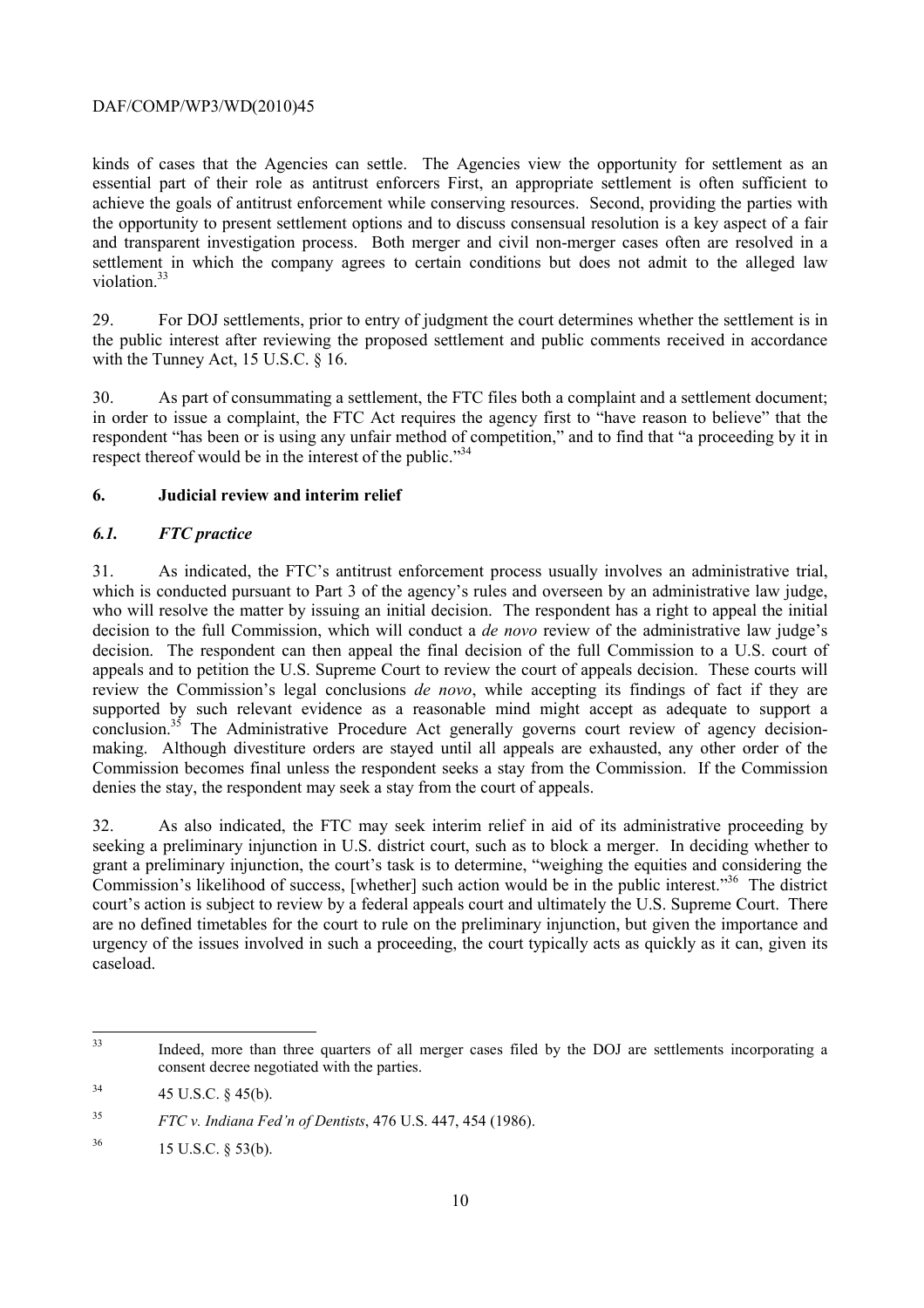kinds of cases that the Agencies can settle. The Agencies view the opportunity for settlement as an essential part of their role as antitrust enforcers First, an appropriate settlement is often sufficient to achieve the goals of antitrust enforcement while conserving resources. Second, providing the parties with the opportunity to present settlement options and to discuss consensual resolution is a key aspect of a fair and transparent investigation process. Both merger and civil non-merger cases often are resolved in a settlement in which the company agrees to certain conditions but does not admit to the alleged law violation.[33]

29. For DOJ settlements, prior to entry of judgment the court determines whether the settlement is in the public interest after reviewing the proposed settlement and public comments received in accordance with the Tunney Act, 15 U.S.C. § 16.

30. As part of consummating a settlement, the FTC files both a complaint and a settlement document; in order to issue a complaint, the FTC Act requires the agency first to "have reason to believe" that the respondent "has been or is using any unfair method of competition," and to find that "a proceeding by it in respect thereof would be in the interest of the public."[34]

## 6. Judicial review and interim relief

### *6.1. FTC practice*

31. As indicated, the FTC's antitrust enforcement process usually involves an administrative trial, which is conducted pursuant to Part 3 of the agency's rules and overseen by an administrative law judge, who will resolve the matter by issuing an initial decision. The respondent has a right to appeal the initial decision to the full Commission, which will conduct a *de novo* review of the administrative law judge's decision. The respondent can then appeal the final decision of the full Commission to a U.S. court of appeals and to petition the U.S. Supreme Court to review the court of appeals decision. These courts will review the Commission's legal conclusions *de novo*, while accepting its findings of fact if they are supported by such relevant evidence as a reasonable mind might accept as adequate to support a conclusion.[35] The Administrative Procedure Act generally governs court review of agency decision-making. Although divestiture orders are stayed until all appeals are exhausted, any other order of the Commission becomes final unless the respondent seeks a stay from the Commission. If the Commission denies the stay, the respondent may seek a stay from the court of appeals.

32. As also indicated, the FTC may seek interim relief in aid of its administrative proceeding by seeking a preliminary injunction in U.S. district court, such as to block a merger. In deciding whether to grant a preliminary injunction, the court's task is to determine, "weighing the equities and considering the Commission's likelihood of success, [whether] such action would be in the public interest."[36] The district court's action is subject to review by a federal appeals court and ultimately the U.S. Supreme Court. There are no defined timetables for the court to rule on the preliminary injunction, but given the importance and urgency of the issues involved in such a proceeding, the court typically acts as quickly as it can, given its caseload.

---

[33] Indeed, more than three quarters of all merger cases filed by the DOJ are settlements incorporating a consent decree negotiated with the parties.

[34] 45 U.S.C. § 45(b).

[35] *FTC v. Indiana Fed'n of Dentists*, 476 U.S. 447, 454 (1986).

[36] 15 U.S.C. § 53(b).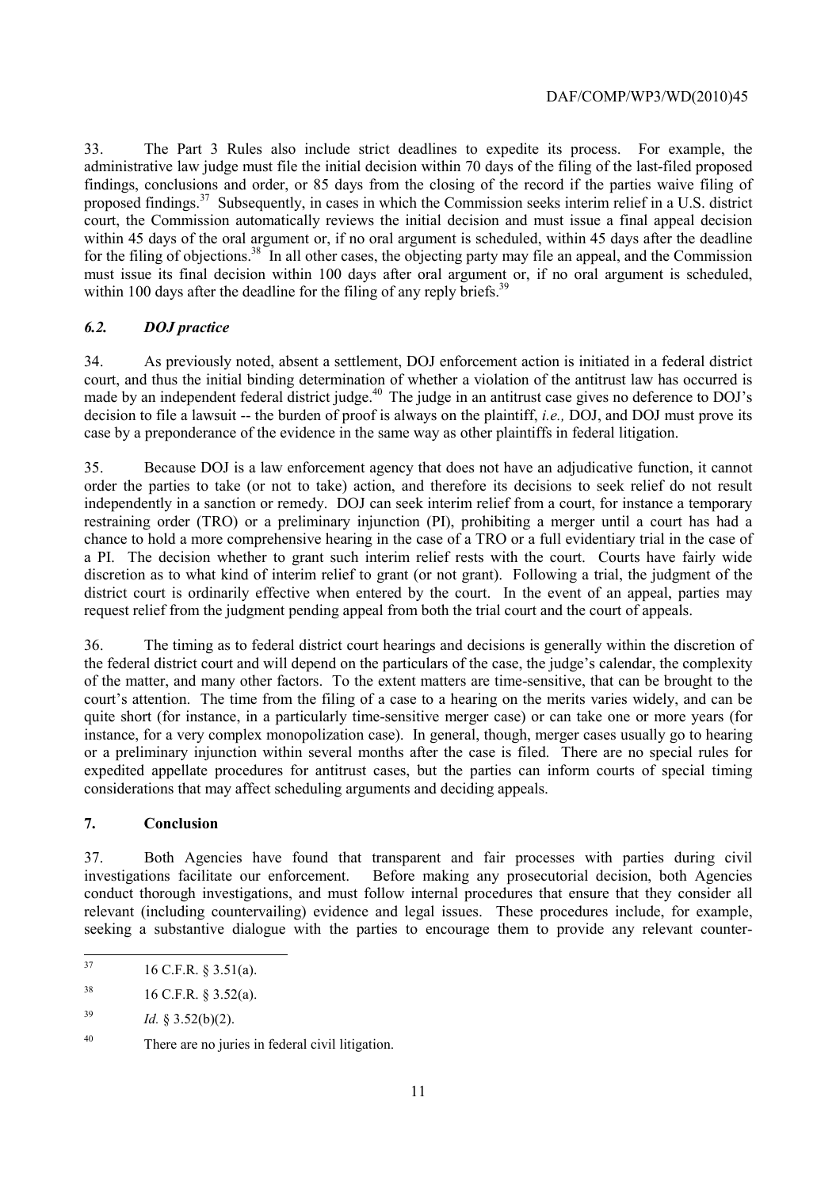33. The Part 3 Rules also include strict deadlines to expedite its process. For example, the administrative law judge must file the initial decision within 70 days of the filing of the last-filed proposed findings, conclusions and order, or 85 days from the closing of the record if the parties waive filing of proposed findings.[37] Subsequently, in cases in which the Commission seeks interim relief in a U.S. district court, the Commission automatically reviews the initial decision and must issue a final appeal decision within 45 days of the oral argument or, if no oral argument is scheduled, within 45 days after the deadline for the filing of objections.[38] In all other cases, the objecting party may file an appeal, and the Commission must issue its final decision within 100 days after oral argument or, if no oral argument is scheduled, within 100 days after the deadline for the filing of any reply briefs.[39]

### *6.2. DOJ practice*

34. As previously noted, absent a settlement, DOJ enforcement action is initiated in a federal district court, and thus the initial binding determination of whether a violation of the antitrust law has occurred is made by an independent federal district judge.[40] The judge in an antitrust case gives no deference to DOJ's decision to file a lawsuit -- the burden of proof is always on the plaintiff, *i.e.,* DOJ, and DOJ must prove its case by a preponderance of the evidence in the same way as other plaintiffs in federal litigation.

35. Because DOJ is a law enforcement agency that does not have an adjudicative function, it cannot order the parties to take (or not to take) action, and therefore its decisions to seek relief do not result independently in a sanction or remedy. DOJ can seek interim relief from a court, for instance a temporary restraining order (TRO) or a preliminary injunction (PI), prohibiting a merger until a court has had a chance to hold a more comprehensive hearing in the case of a TRO or a full evidentiary trial in the case of a PI. The decision whether to grant such interim relief rests with the court. Courts have fairly wide discretion as to what kind of interim relief to grant (or not grant). Following a trial, the judgment of the district court is ordinarily effective when entered by the court. In the event of an appeal, parties may request relief from the judgment pending appeal from both the trial court and the court of appeals.

36. The timing as to federal district court hearings and decisions is generally within the discretion of the federal district court and will depend on the particulars of the case, the judge's calendar, the complexity of the matter, and many other factors. To the extent matters are time-sensitive, that can be brought to the court's attention. The time from the filing of a case to a hearing on the merits varies widely, and can be quite short (for instance, in a particularly time-sensitive merger case) or can take one or more years (for instance, for a very complex monopolization case). In general, though, merger cases usually go to hearing or a preliminary injunction within several months after the case is filed. There are no special rules for expedited appellate procedures for antitrust cases, but the parties can inform courts of special timing considerations that may affect scheduling arguments and deciding appeals.

## 7. Conclusion

37. Both Agencies have found that transparent and fair processes with parties during civil investigations facilitate our enforcement. Before making any prosecutorial decision, both Agencies conduct thorough investigations, and must follow internal procedures that ensure that they consider all relevant (including countervailing) evidence and legal issues. These procedures include, for example, seeking a substantive dialogue with the parties to encourage them to provide any relevant counter-

---

[37] 16 C.F.R. § 3.51(a).

[38] 16 C.F.R. § 3.52(a).

[39] *Id.* § 3.52(b)(2).

[40] There are no juries in federal civil litigation.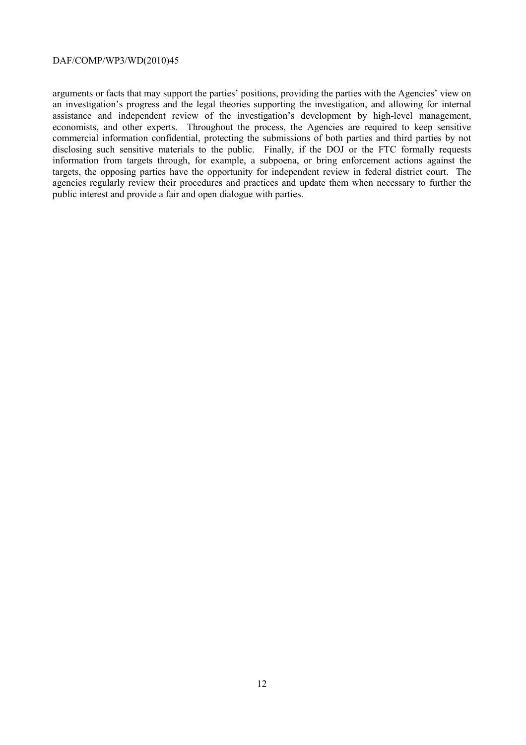arguments or facts that may support the parties' positions, providing the parties with the Agencies' view on an investigation's progress and the legal theories supporting the investigation, and allowing for internal assistance and independent review of the investigation's development by high-level management, economists, and other experts. Throughout the process, the Agencies are required to keep sensitive commercial information confidential, protecting the submissions of both parties and third parties by not disclosing such sensitive materials to the public. Finally, if the DOJ or the FTC formally requests information from targets through, for example, a subpoena, or bring enforcement actions against the targets, the opposing parties have the opportunity for independent review in federal district court. The agencies regularly review their procedures and practices and update them when necessary to further the public interest and provide a fair and open dialogue with parties.